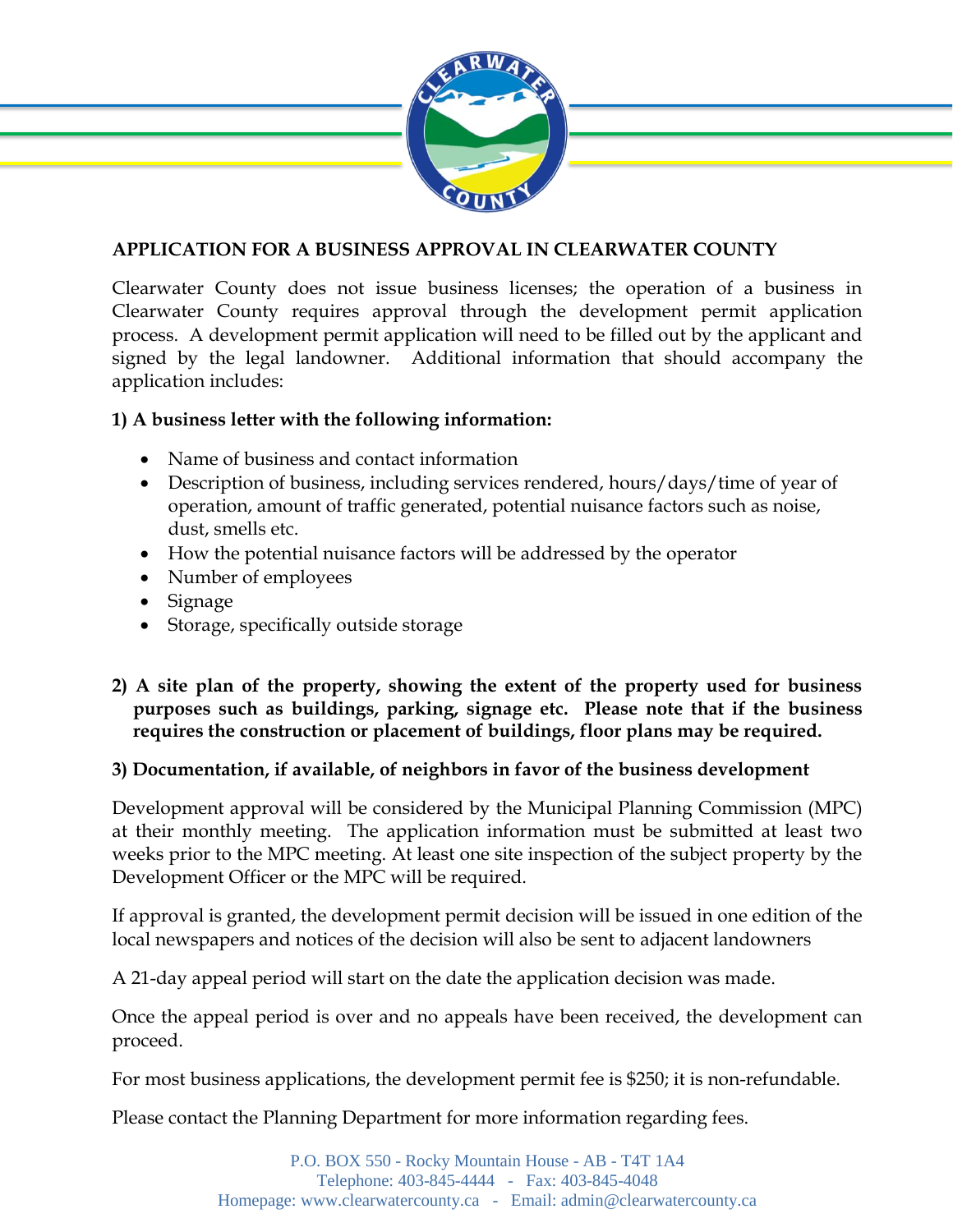# APPLICATION FOR A BUSINESS APPROVAL IN CLEARWATER COUNTY

Clearwater County does not issue business licenses; the operation of a business in Clearwater County requires approval through the development permit application process. A development permit application will need to be filled out by the applicant and signed by the legal landowner. Additional information that should accompany the application includes:

**1) A business letter with the following information:**

- Name of business and contact information
- Description of business, including services rendered, hours/days/time of year of operation, amount of traffic generated, potential nuisance factors such as noise, dust, smells etc.
- How the potential nuisance factors will be addressed by the operator
- Number of employees
- Signage
- Storage, specifically outside storage

**2) A site plan of the property, showing the extent of the property used for business purposes such as buildings, parking, signage etc. Please note that if the business requires the construction or placement of buildings, floor plans may be required.**

**3) Documentation, if available, of neighbors in favor of the business development**

Development approval will be considered by the Municipal Planning Commission (MPC) at their monthly meeting. The application information must be submitted at least two weeks prior to the MPC meeting. At least one site inspection of the subject property by the Development Officer or the MPC will be required.

If approval is granted, the development permit decision will be issued in one edition of the local newspapers and notices of the decision will also be sent to adjacent landowners

A 21-day appeal period will start on the date the application decision was made.

Once the appeal period is over and no appeals have been received, the development can proceed.

For most business applications, the development permit fee is $250; it is non-refundable.

Please contact the Planning Department for more information regarding fees.

P.O. BOX 550 - Rocky Mountain House - AB - T4T 1A4
Telephone: 403-845-4444 - Fax: 403-845-4048
Homepage: www.clearwatercounty.ca - Email: admin@clearwatercounty.ca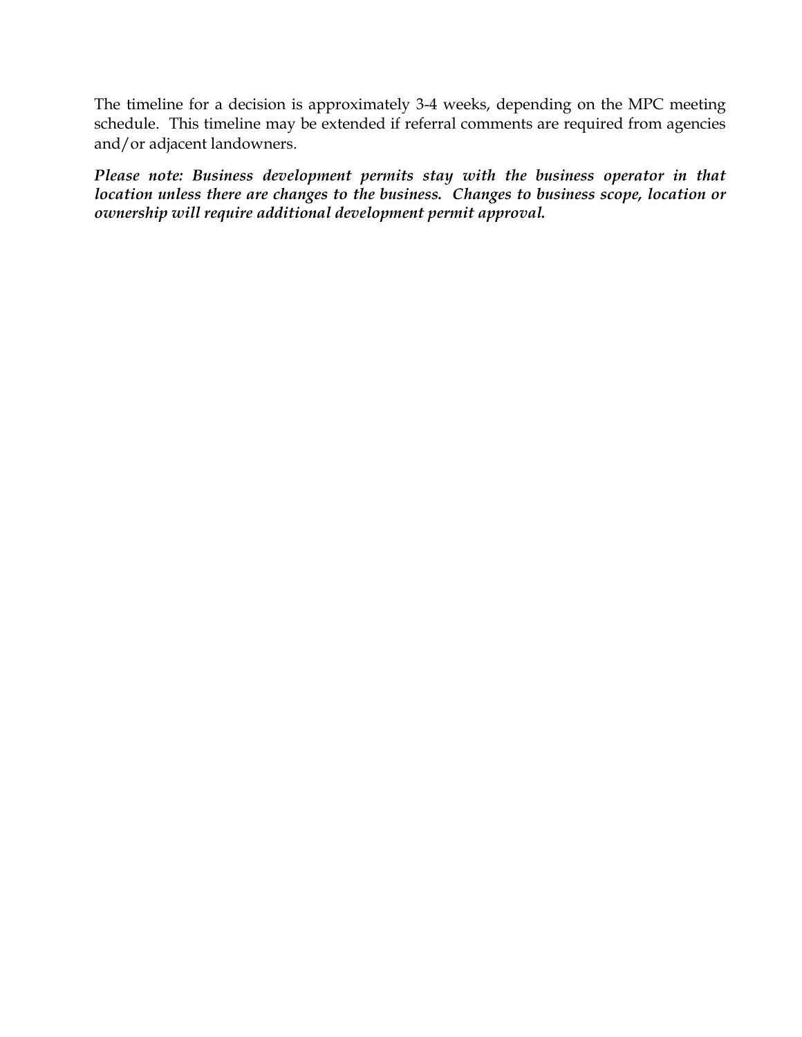The timeline for a decision is approximately 3-4 weeks, depending on the MPC meeting schedule. This timeline may be extended if referral comments are required from agencies and/or adjacent landowners.

***Please note: Business development permits stay with the business operator in that location unless there are changes to the business. Changes to business scope, location or ownership will require additional development permit approval.***